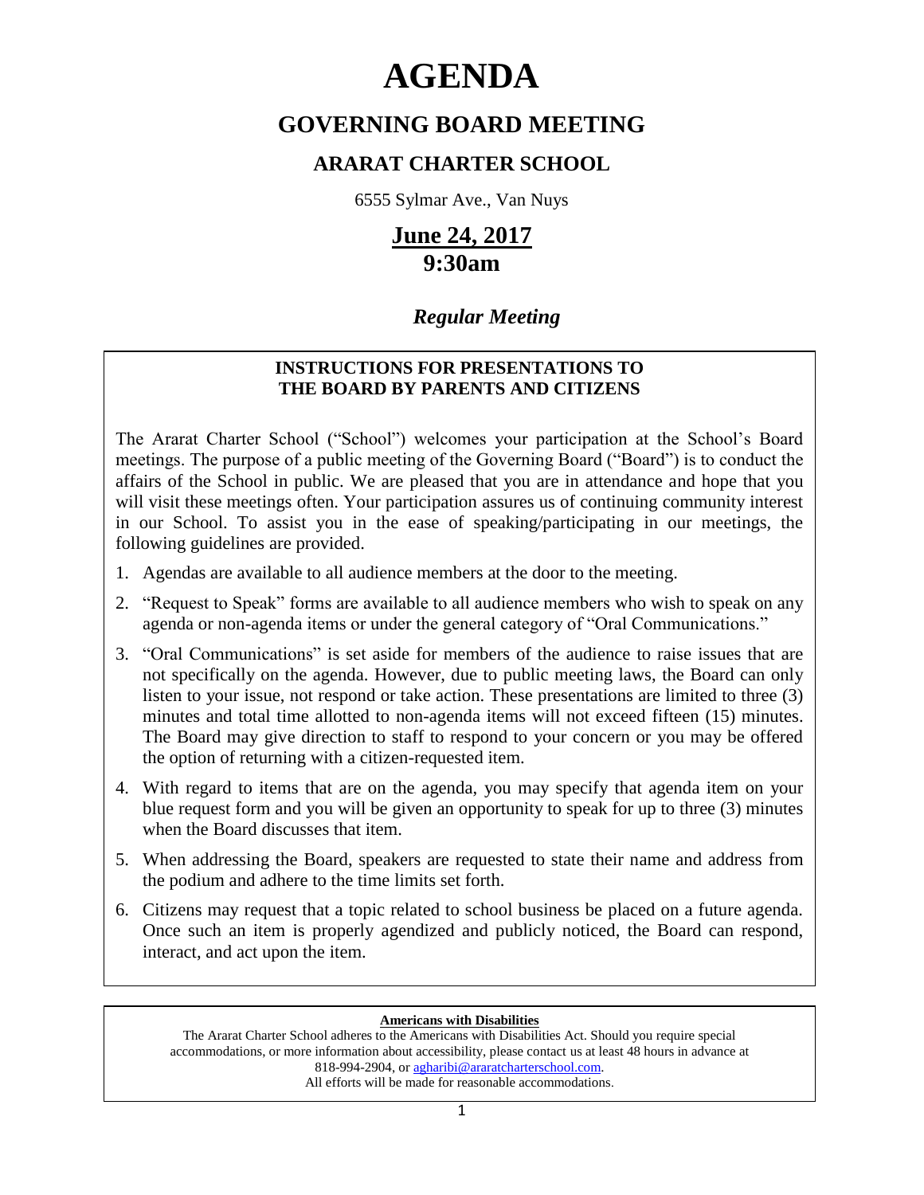# AGENDA

## GOVERNING BOARD MEETING

### ARARAT CHARTER SCHOOL

6555 Sylmar Ave., Van Nuys

**June 24, 2017**
**9:30am**

***Regular Meeting***

**INSTRUCTIONS FOR PRESENTATIONS TO THE BOARD BY PARENTS AND CITIZENS**

The Ararat Charter School ("School") welcomes your participation at the School's Board meetings. The purpose of a public meeting of the Governing Board ("Board") is to conduct the affairs of the School in public. We are pleased that you are in attendance and hope that you will visit these meetings often. Your participation assures us of continuing community interest in our School. To assist you in the ease of speaking/participating in our meetings, the following guidelines are provided.

1. Agendas are available to all audience members at the door to the meeting.
2. "Request to Speak" forms are available to all audience members who wish to speak on any agenda or non-agenda items or under the general category of "Oral Communications."
3. "Oral Communications" is set aside for members of the audience to raise issues that are not specifically on the agenda. However, due to public meeting laws, the Board can only listen to your issue, not respond or take action. These presentations are limited to three (3) minutes and total time allotted to non-agenda items will not exceed fifteen (15) minutes. The Board may give direction to staff to respond to your concern or you may be offered the option of returning with a citizen-requested item.
4. With regard to items that are on the agenda, you may specify that agenda item on your blue request form and you will be given an opportunity to speak for up to three (3) minutes when the Board discusses that item.
5. When addressing the Board, speakers are requested to state their name and address from the podium and adhere to the time limits set forth.
6. Citizens may request that a topic related to school business be placed on a future agenda. Once such an item is properly agendized and publicly noticed, the Board can respond, interact, and act upon the item.

**Americans with Disabilities**

The Ararat Charter School adheres to the Americans with Disabilities Act. Should you require special accommodations, or more information about accessibility, please contact us at least 48 hours in advance at 818-994-2904, or agharibi@araratcharterschool.com.
All efforts will be made for reasonable accommodations.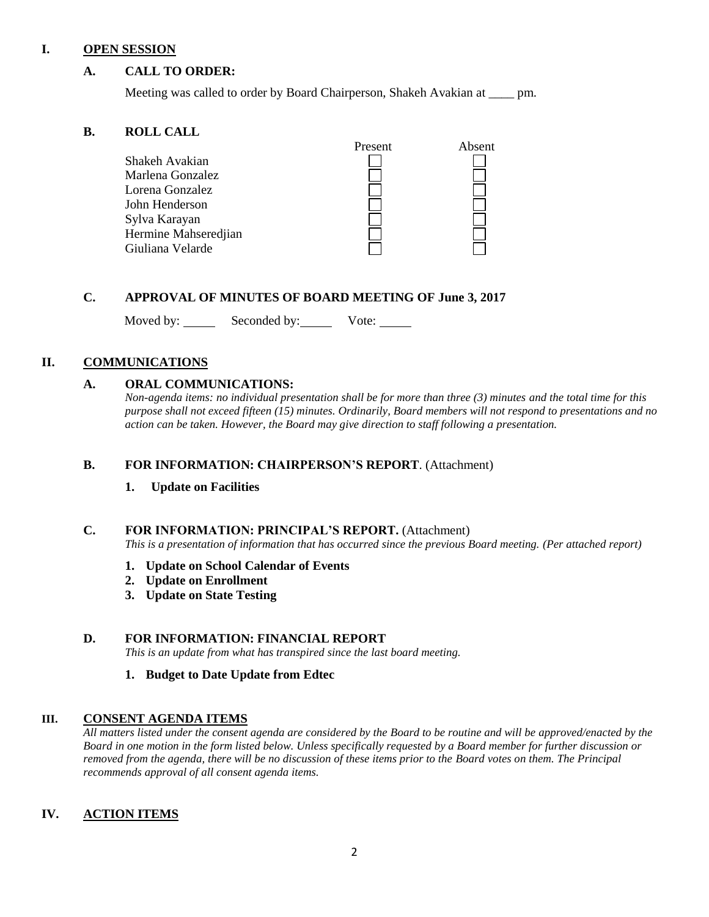# I. OPEN SESSION

## A. CALL TO ORDER:

Meeting was called to order by Board Chairperson, Shakeh Avakian at ____ pm.

## B. ROLL CALL

| | Present | Absent |
|---|---|---|
| Shakeh Avakian | ☐ | ☐ |
| Marlena Gonzalez | ☐ | ☐ |
| Lorena Gonzalez | ☐ | ☐ |
| John Henderson | ☐ | ☐ |
| Sylva Karayan | ☐ | ☐ |
| Hermine Mahseredjian | ☐ | ☐ |
| Giuliana Velarde | ☐ | ☐ |

## C. APPROVAL OF MINUTES OF BOARD MEETING OF June 3, 2017

Moved by: _____ Seconded by: _____ Vote: _____

# II. COMMUNICATIONS

## A. ORAL COMMUNICATIONS:

*Non-agenda items: no individual presentation shall be for more than three (3) minutes and the total time for this purpose shall not exceed fifteen (15) minutes. Ordinarily, Board members will not respond to presentations and no action can be taken. However, the Board may give direction to staff following a presentation.*

## B. FOR INFORMATION: CHAIRPERSON'S REPORT. (Attachment)

1. **Update on Facilities**

## C. FOR INFORMATION: PRINCIPAL'S REPORT. (Attachment)

*This is a presentation of information that has occurred since the previous Board meeting. (Per attached report)*

1. **Update on School Calendar of Events**
2. **Update on Enrollment**
3. **Update on State Testing**

## D. FOR INFORMATION: FINANCIAL REPORT

*This is an update from what has transpired since the last board meeting.*

1. **Budget to Date Update from Edtec**

# III. CONSENT AGENDA ITEMS

*All matters listed under the consent agenda are considered by the Board to be routine and will be approved/enacted by the Board in one motion in the form listed below. Unless specifically requested by a Board member for further discussion or removed from the agenda, there will be no discussion of these items prior to the Board votes on them. The Principal recommends approval of all consent agenda items.*

# IV. ACTION ITEMS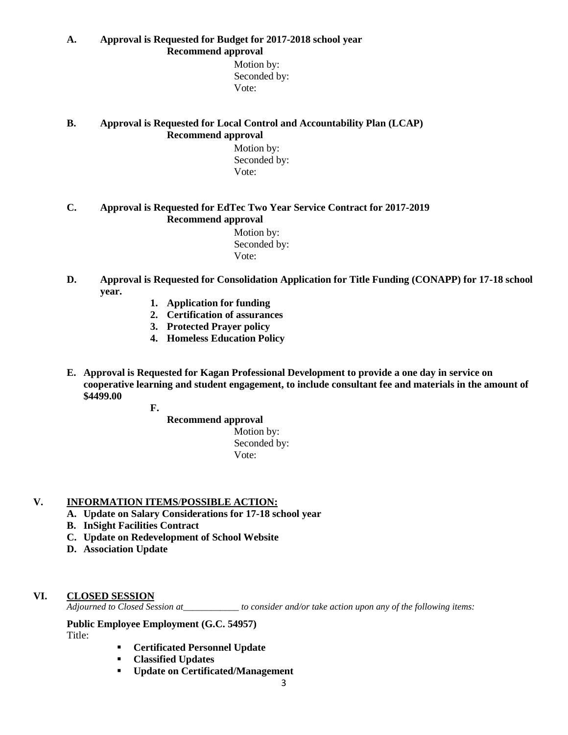**A. Approval is Requested for Budget for 2017-2018 school year**

**Recommend approval**

Motion by:
Seconded by:
Vote:

**B. Approval is Requested for Local Control and Accountability Plan (LCAP)**

**Recommend approval**

Motion by:
Seconded by:
Vote:

**C. Approval is Requested for EdTec Two Year Service Contract for 2017-2019**

**Recommend approval**

Motion by:
Seconded by:
Vote:

**D. Approval is Requested for Consolidation Application for Title Funding (CONAPP) for 17-18 school year.**

1. **Application for funding**
2. **Certification of assurances**
3. **Protected Prayer policy**
4. **Homeless Education Policy**

**E. Approval is Requested for Kagan Professional Development to provide a one day in service on cooperative learning and student engagement, to include consultant fee and materials in the amount of $4499.00**

**F.**

**Recommend approval**

Motion by:
Seconded by:
Vote:

## V. INFORMATION ITEMS/POSSIBLE ACTION:

**A. Update on Salary Considerations for 17-18 school year**
**B. InSight Facilities Contract**
**C. Update on Redevelopment of School Website**
**D. Association Update**

## VI. CLOSED SESSION

*Adjourned to Closed Session at____________ to consider and/or take action upon any of the following items:*

**Public Employee Employment (G.C. 54957)**

Title:

- **Certificated Personnel Update**
- **Classified Updates**
- **Update on Certificated/Management**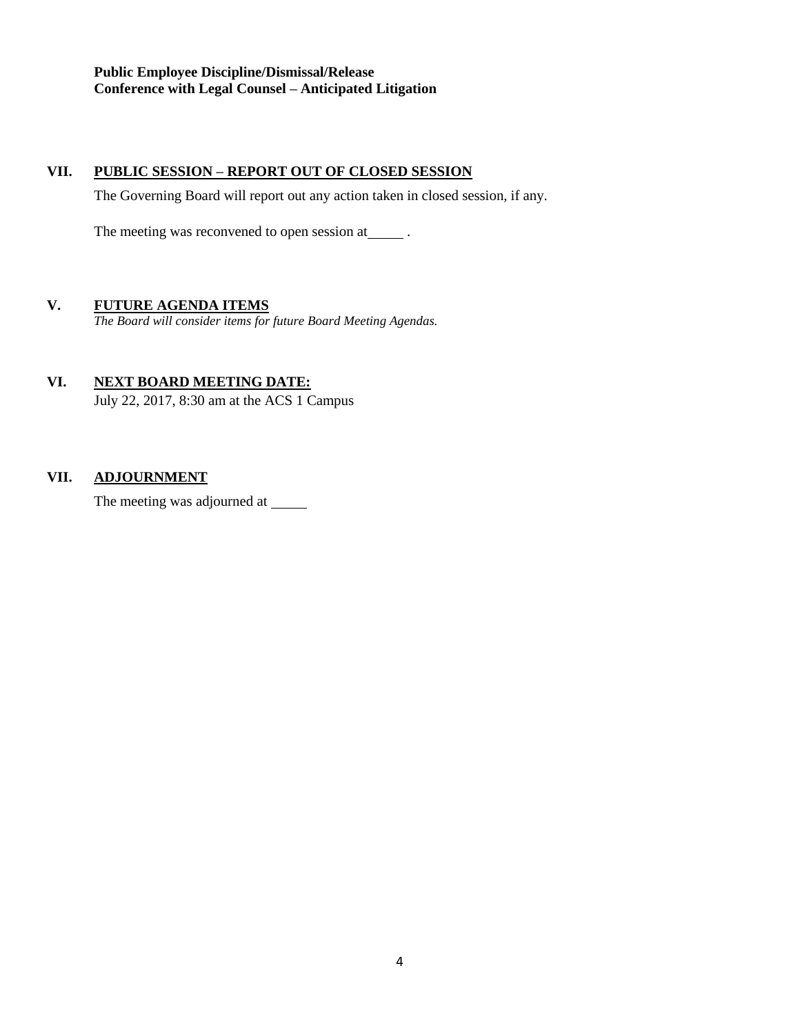**Public Employee Discipline/Dismissal/Release**
**Conference with Legal Counsel – Anticipated Litigation**

## VII. PUBLIC SESSION – REPORT OUT OF CLOSED SESSION

The Governing Board will report out any action taken in closed session, if any.

The meeting was reconvened to open session at_____ .

## V. FUTURE AGENDA ITEMS

*The Board will consider items for future Board Meeting Agendas.*

## VI. NEXT BOARD MEETING DATE:

July 22, 2017, 8:30 am at the ACS 1 Campus

## VII. ADJOURNMENT

The meeting was adjourned at _____